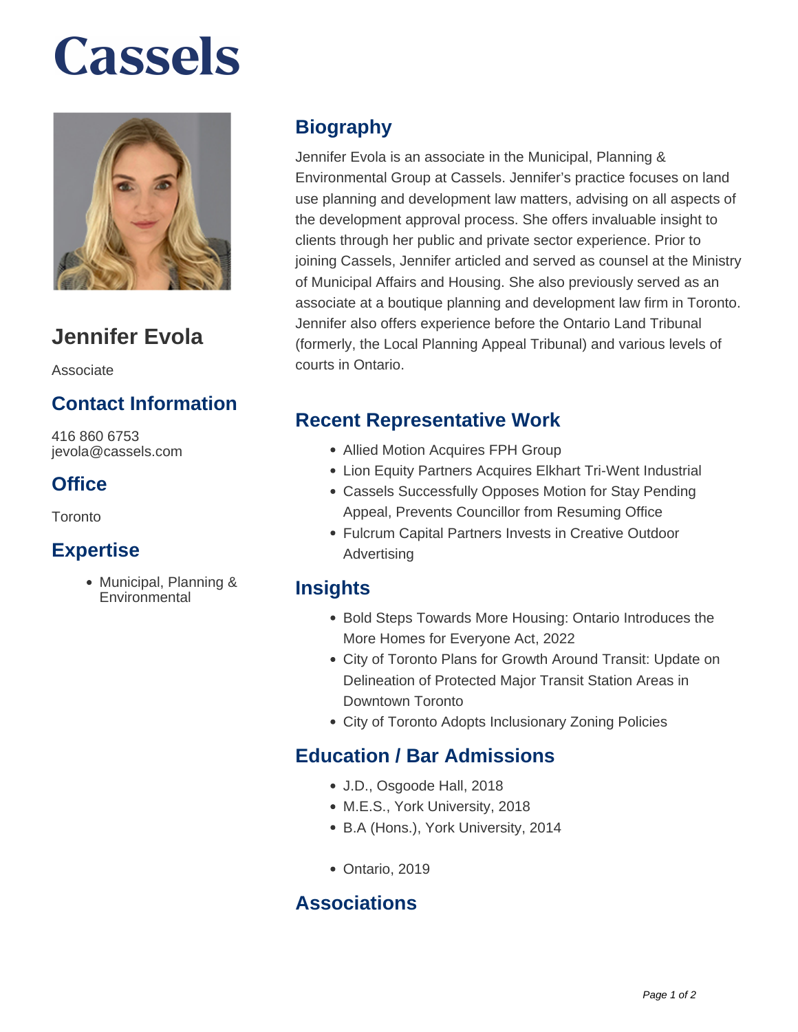# Cassels

## Jennifer Evola

Associate

### Contact Information

416 860 6753
jevola@cassels.com

### Office

Toronto

### Expertise

- Municipal, Planning & Environmental

## Biography

Jennifer Evola is an associate in the Municipal, Planning & Environmental Group at Cassels. Jennifer's practice focuses on land use planning and development law matters, advising on all aspects of the development approval process. She offers invaluable insight to clients through her public and private sector experience. Prior to joining Cassels, Jennifer articled and served as counsel at the Ministry of Municipal Affairs and Housing. She also previously served as an associate at a boutique planning and development law firm in Toronto. Jennifer also offers experience before the Ontario Land Tribunal (formerly, the Local Planning Appeal Tribunal) and various levels of courts in Ontario.

## Recent Representative Work

- Allied Motion Acquires FPH Group
- Lion Equity Partners Acquires Elkhart Tri-Went Industrial
- Cassels Successfully Opposes Motion for Stay Pending Appeal, Prevents Councillor from Resuming Office
- Fulcrum Capital Partners Invests in Creative Outdoor Advertising

## Insights

- Bold Steps Towards More Housing: Ontario Introduces the More Homes for Everyone Act, 2022
- City of Toronto Plans for Growth Around Transit: Update on Delineation of Protected Major Transit Station Areas in Downtown Toronto
- City of Toronto Adopts Inclusionary Zoning Policies

## Education / Bar Admissions

- J.D., Osgoode Hall, 2018
- M.E.S., York University, 2018
- B.A (Hons.), York University, 2014

- Ontario, 2019

## Associations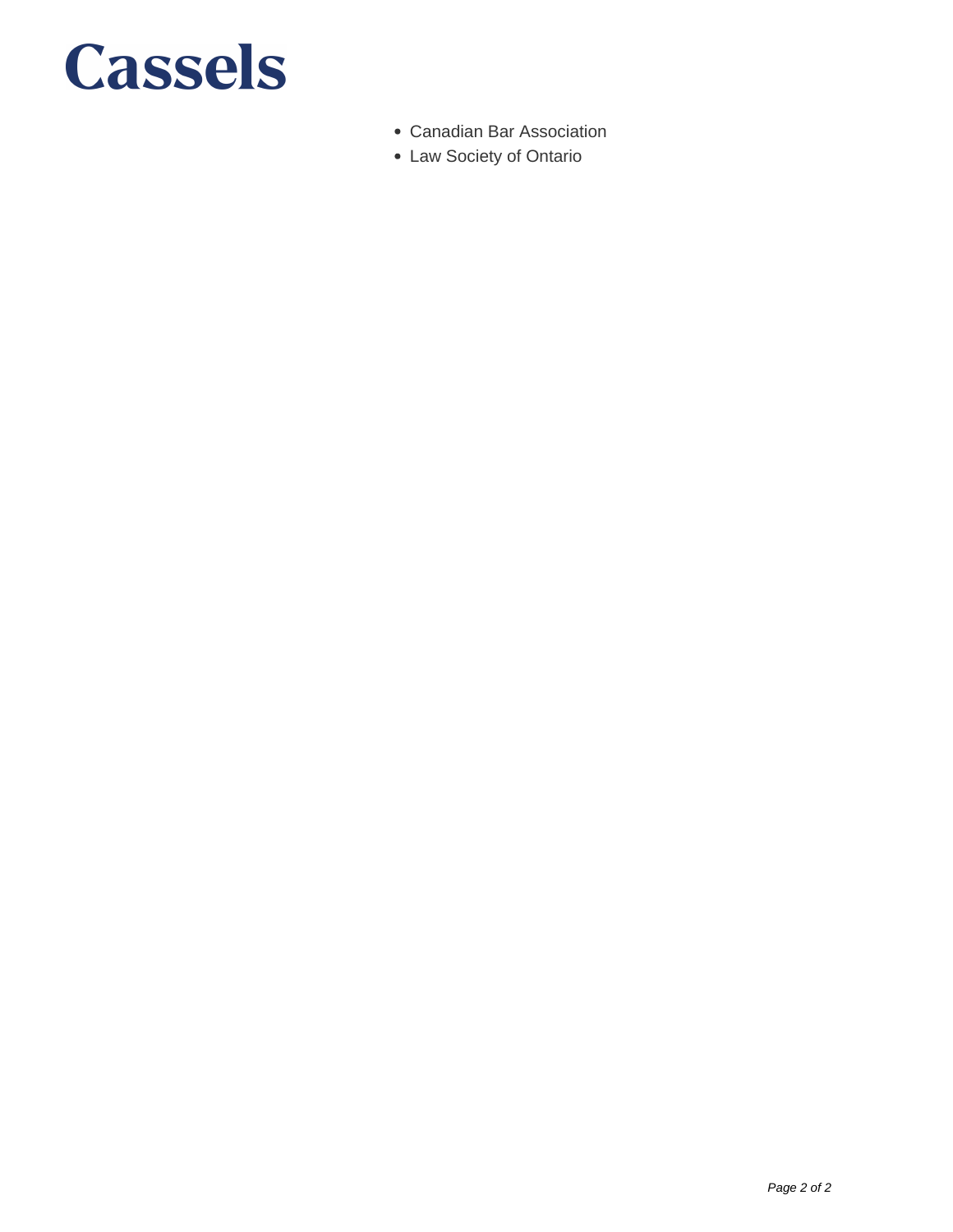- Canadian Bar Association
- Law Society of Ontario